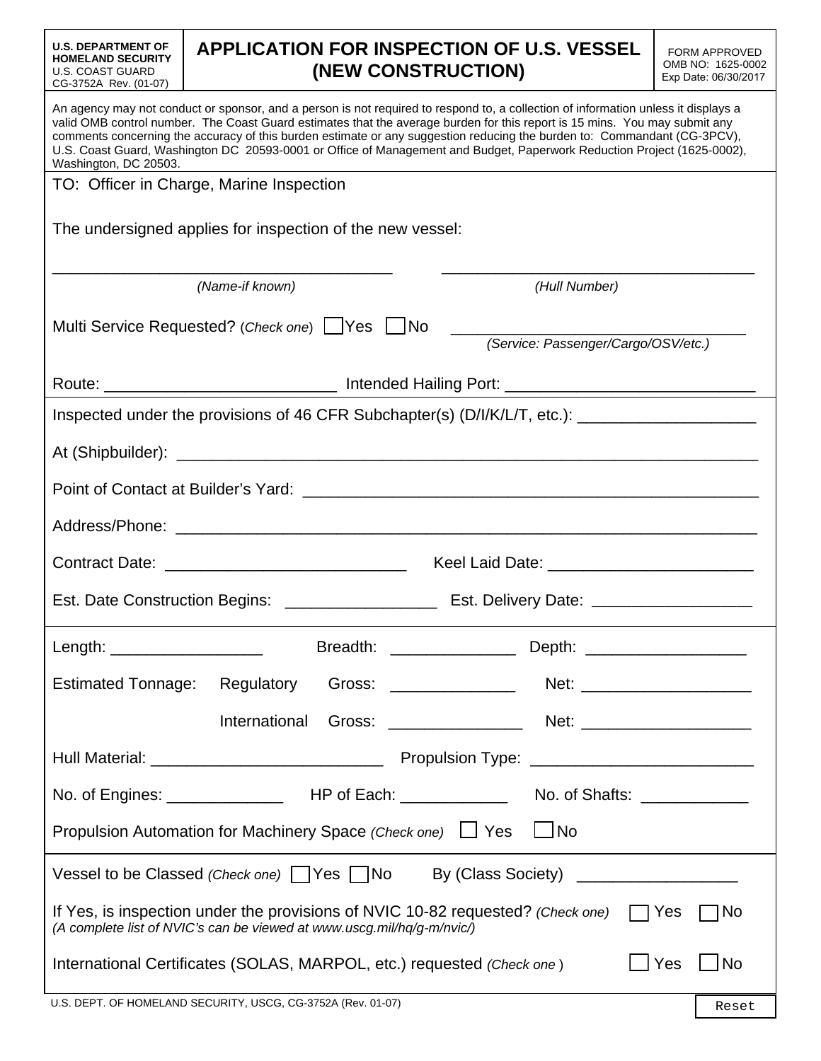**U.S. DEPARTMENT OF HOMELAND SECURITY**
U.S. COAST GUARD
CG-3752A Rev. (01-07)

# APPLICATION FOR INSPECTION OF U.S. VESSEL (NEW CONSTRUCTION)

FORM APPROVED
OMB NO: 1625-0002
Exp Date: 06/30/2017

An agency may not conduct or sponsor, and a person is not required to respond to, a collection of information unless it displays a valid OMB control number. The Coast Guard estimates that the average burden for this report is 15 mins. You may submit any comments concerning the accuracy of this burden estimate or any suggestion reducing the burden to: Commandant (CG-3PCV), U.S. Coast Guard, Washington DC 20593-0001 or Office of Management and Budget, Paperwork Reduction Project (1625-0002), Washington, DC 20503.

TO: Officer in Charge, Marine Inspection

The undersigned applies for inspection of the new vessel:

______________________________ *(Name-if known)* ______________________________ *(Hull Number)*

Multi Service Requested? (*Check one*) ☐ Yes ☐ No ______________________________ *(Service: Passenger/Cargo/OSV/etc.)*

Route: ______________________ Intended Hailing Port: ______________________

Inspected under the provisions of 46 CFR Subchapter(s) (D/I/K/L/T, etc.): ______________________

At (Shipbuilder): ______________________

Point of Contact at Builder's Yard: ______________________

Address/Phone: ______________________

Contract Date: ______________________ Keel Laid Date: ______________________

Est. Date Construction Begins: ______________ Est. Delivery Date: ______________

Length: ______________ Breadth: ______________ Depth: ______________

Estimated Tonnage: Regulatory Gross: ______________ Net: ______________

International Gross: ______________ Net: ______________

Hull Material: ______________________ Propulsion Type: ______________________

No. of Engines: ______________ HP of Each: ______________ No. of Shafts: ______________

Propulsion Automation for Machinery Space *(Check one)* ☐ Yes ☐ No

Vessel to be Classed *(Check one)* ☐ Yes ☐ No By (Class Society) ______________

If Yes, is inspection under the provisions of NVIC 10-82 requested? *(Check one)* ☐ Yes ☐ No
*(A complete list of NVIC's can be viewed at www.uscg.mil/hq/g-m/nvic/)*

International Certificates (SOLAS, MARPOL, etc.) requested *(Check one)* ☐ Yes ☐ No

U.S. DEPT. OF HOMELAND SECURITY, USCG, CG-3752A (Rev. 01-07)

Reset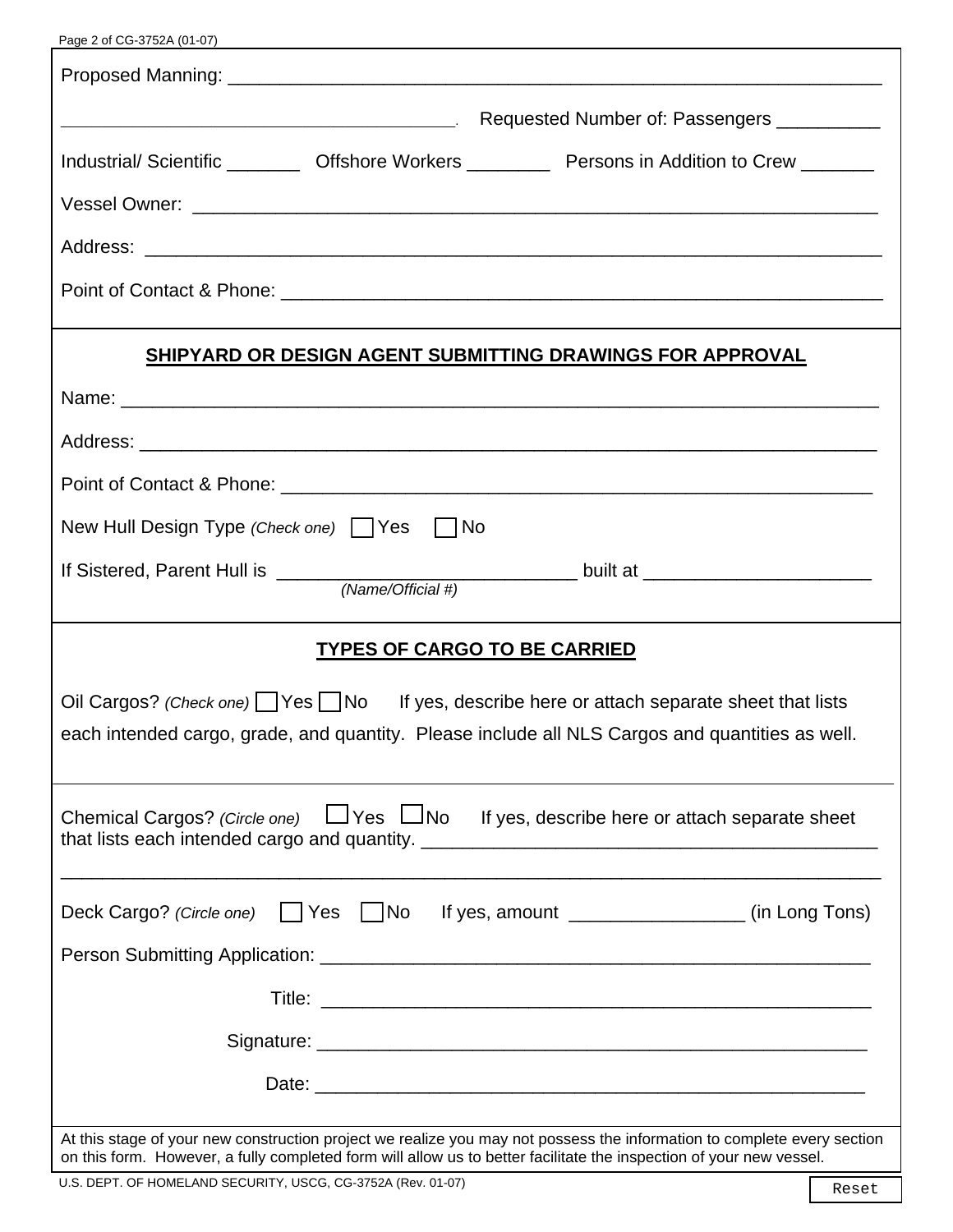Proposed Manning: ________________________________________________________________

________________________________________. Requested Number of: Passengers __________

Industrial/ Scientific _______ Offshore Workers ________ Persons in Addition to Crew _______

Vessel Owner: ____________________________________________________________________

Address: ________________________________________________________________________

Point of Contact & Phone: __________________________________________________________

## SHIPYARD OR DESIGN AGENT SUBMITTING DRAWINGS FOR APPROVAL

Name: __________________________________________________________________________

Address: ________________________________________________________________________

Point of Contact & Phone: __________________________________________________________

New Hull Design Type *(Check one)* ☐ Yes ☐ No

If Sistered, Parent Hull is ____________________________ built at ______________________
*(Name/Official #)*

## TYPES OF CARGO TO BE CARRIED

Oil Cargos? *(Check one)* ☐ Yes ☐ No If yes, describe here or attach separate sheet that lists each intended cargo, grade, and quantity. Please include all NLS Cargos and quantities as well.

Chemical Cargos? *(Circle one)* ☐ Yes ☐ No If yes, describe here or attach separate sheet that lists each intended cargo and quantity. ____________________________________________

______________________________________________________________________________

Deck Cargo? *(Circle one)* ☐ Yes ☐ No If yes, amount ________________ (in Long Tons)

Person Submitting Application: ______________________________________________________

Title: ______________________________________________________

Signature: ______________________________________________________

Date: ______________________________________________________

At this stage of your new construction project we realize you may not possess the information to complete every section on this form. However, a fully completed form will allow us to better facilitate the inspection of your new vessel.

U.S. DEPT. OF HOMELAND SECURITY, USCG, CG-3752A (Rev. 01-07)

Reset